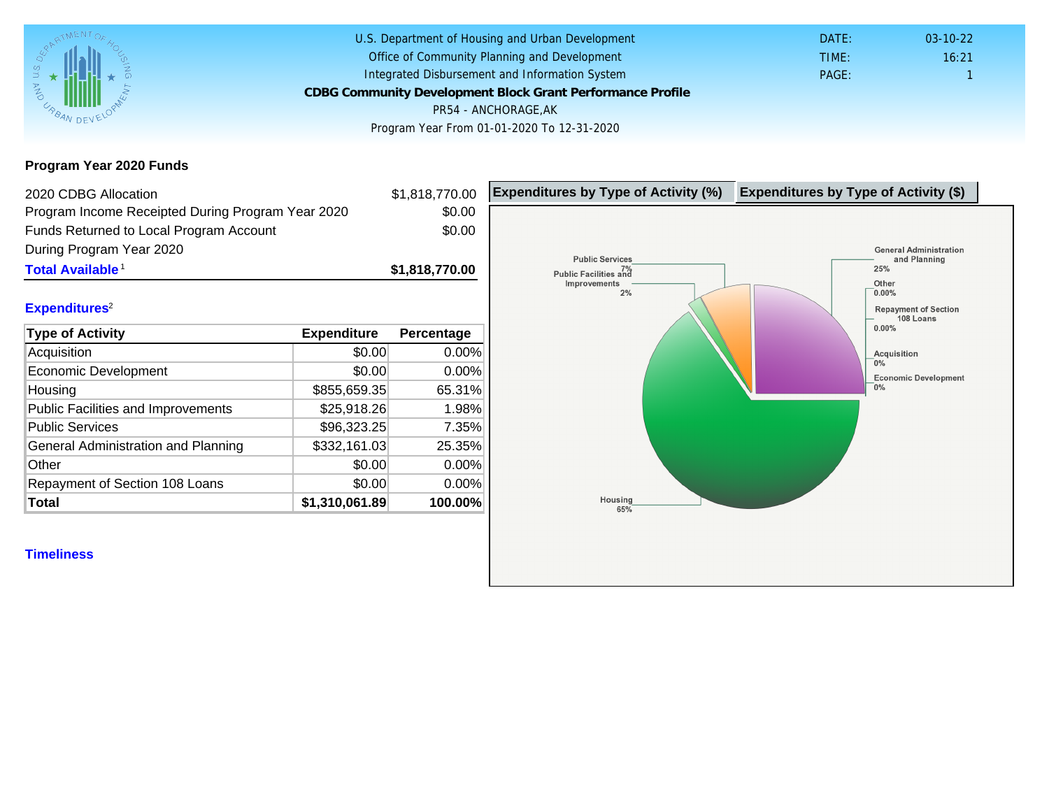U.S. Department of Housing and Urban Development
Office of Community Planning and Development
Integrated Disbursement and Information System
**CDBG Community Development Block Grant Performance Profile**
PR54 - ANCHORAGE,AK
Program Year From 01-01-2020 To 12-31-2020

DATE: 03-10-22
TIME: 16:21
PAGE: 1

## Program Year 2020 Funds

| | |
|---|---|
| 2020 CDBG Allocation | $1,818,770.00 |
| Program Income Receipted During Program Year 2020 | $0.00 |
| Funds Returned to Local Program Account During Program Year 2020 | $0.00 |
| **Total Available**[1] | **$1,818,770.00** |

### Expenditures[2]

| Type of Activity | Expenditure | Percentage |
|---|---|---|
| Acquisition | $0.00 | 0.00% |
| Economic Development | $0.00 | 0.00% |
| Housing | $855,659.35 | 65.31% |
| Public Facilities and Improvements | $25,918.26 | 1.98% |
| Public Services | $96,323.25 | 7.35% |
| General Administration and Planning | $332,161.03 | 25.35% |
| Other | $0.00 | 0.00% |
| Repayment of Section 108 Loans | $0.00 | 0.00% |
| **Total** | **$1,310,061.89** | **100.00%** |

**Expenditures by Type of Activity (%)** | **Expenditures by Type of Activity ($)**

Public Services 7%
Public Facilities and Improvements 2%
Housing 65%
General Administration and Planning 25%
Other 0.00%
Repayment of Section 108 Loans 0.00%
Acquisition 0%
Economic Development 0%

### Timeliness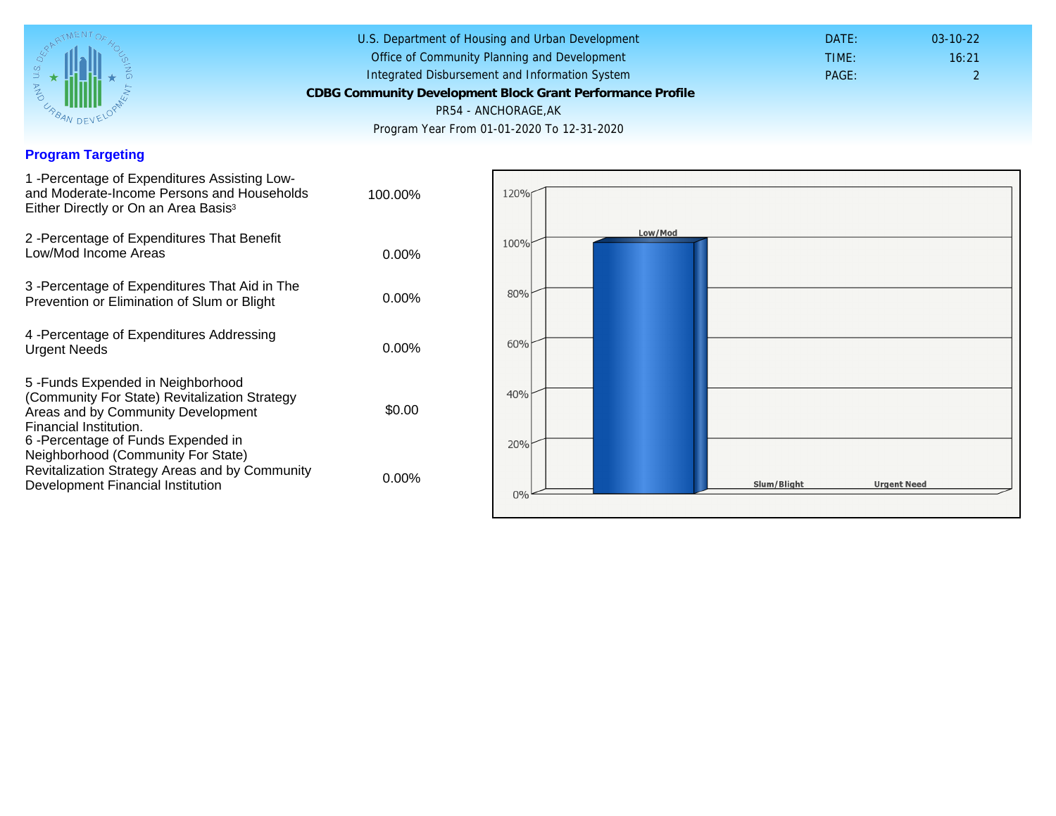## Program Targeting

| | |
|---|---|
| 1 -Percentage of Expenditures Assisting Low- and Moderate-Income Persons and Households Either Directly or On an Area Basis[3] | 100.00% |
| 2 -Percentage of Expenditures That Benefit Low/Mod Income Areas | 0.00% |
| 3 -Percentage of Expenditures That Aid in The Prevention or Elimination of Slum or Blight | 0.00% |
| 4 -Percentage of Expenditures Addressing Urgent Needs | 0.00% |
| 5 -Funds Expended in Neighborhood (Community For State) Revitalization Strategy Areas and by Community Development Financial Institution. | $0.00 |
| 6 -Percentage of Funds Expended in Neighborhood (Community For State) Revitalization Strategy Areas and by Community Development Financial Institution | 0.00% |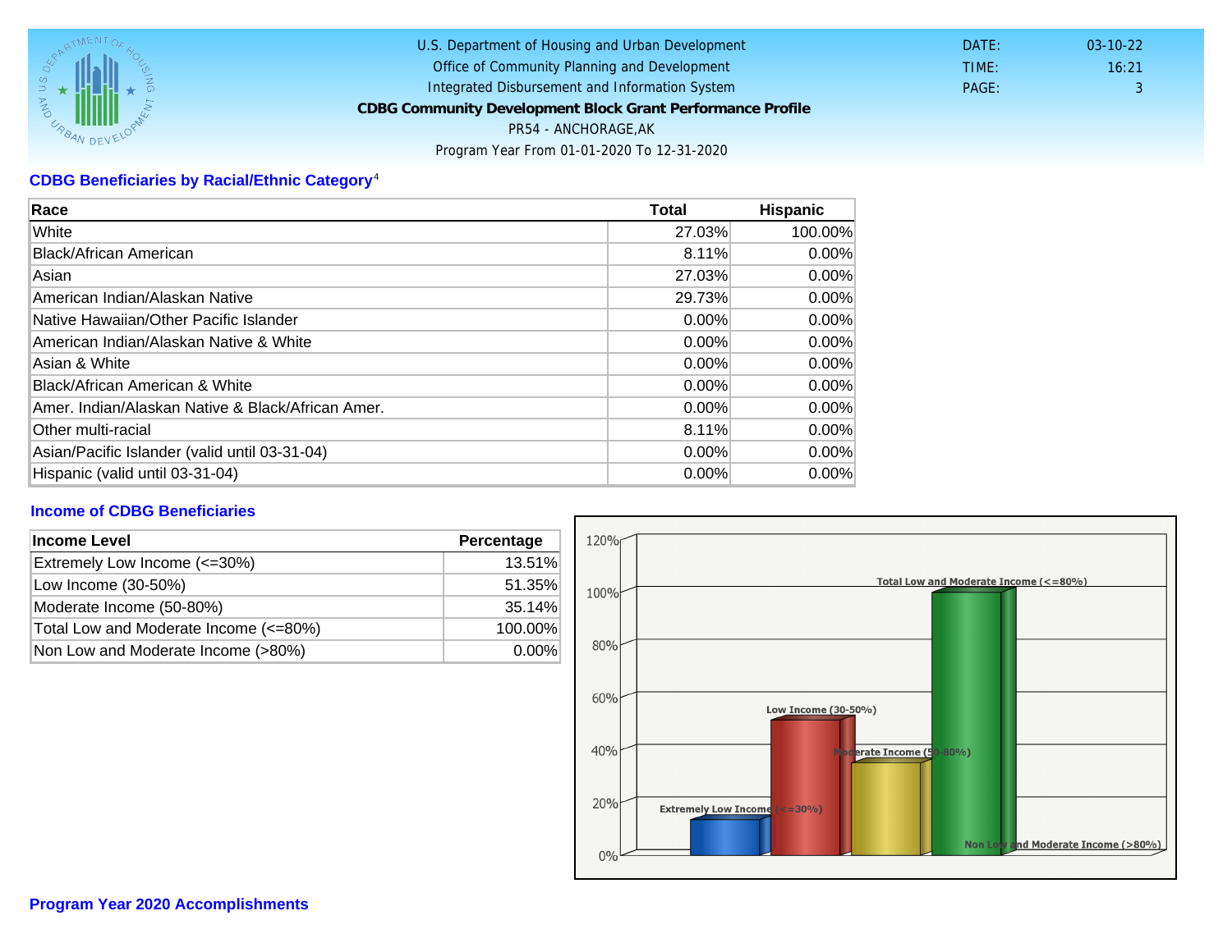U.S. Department of Housing and Urban Development
Office of Community Planning and Development
Integrated Disbursement and Information System
**CDBG Community Development Block Grant Performance Profile**
PR54 - ANCHORAGE,AK
Program Year From 01-01-2020 To 12-31-2020

DATE: 03-10-22
TIME: 16:21
PAGE: 3

## CDBG Beneficiaries by Racial/Ethnic Category[4]

| Race | Total | Hispanic |
|---|---|---|
| White | 27.03% | 100.00% |
| Black/African American | 8.11% | 0.00% |
| Asian | 27.03% | 0.00% |
| American Indian/Alaskan Native | 29.73% | 0.00% |
| Native Hawaiian/Other Pacific Islander | 0.00% | 0.00% |
| American Indian/Alaskan Native & White | 0.00% | 0.00% |
| Asian & White | 0.00% | 0.00% |
| Black/African American & White | 0.00% | 0.00% |
| Amer. Indian/Alaskan Native & Black/African Amer. | 0.00% | 0.00% |
| Other multi-racial | 8.11% | 0.00% |
| Asian/Pacific Islander (valid until 03-31-04) | 0.00% | 0.00% |
| Hispanic (valid until 03-31-04) | 0.00% | 0.00% |

## Income of CDBG Beneficiaries

| Income Level | Percentage |
|---|---|
| Extremely Low Income (<=30%) | 13.51% |
| Low Income (30-50%) | 51.35% |
| Moderate Income (50-80%) | 35.14% |
| Total Low and Moderate Income (<=80%) | 100.00% |
| Non Low and Moderate Income (>80%) | 0.00% |

## Program Year 2020 Accomplishments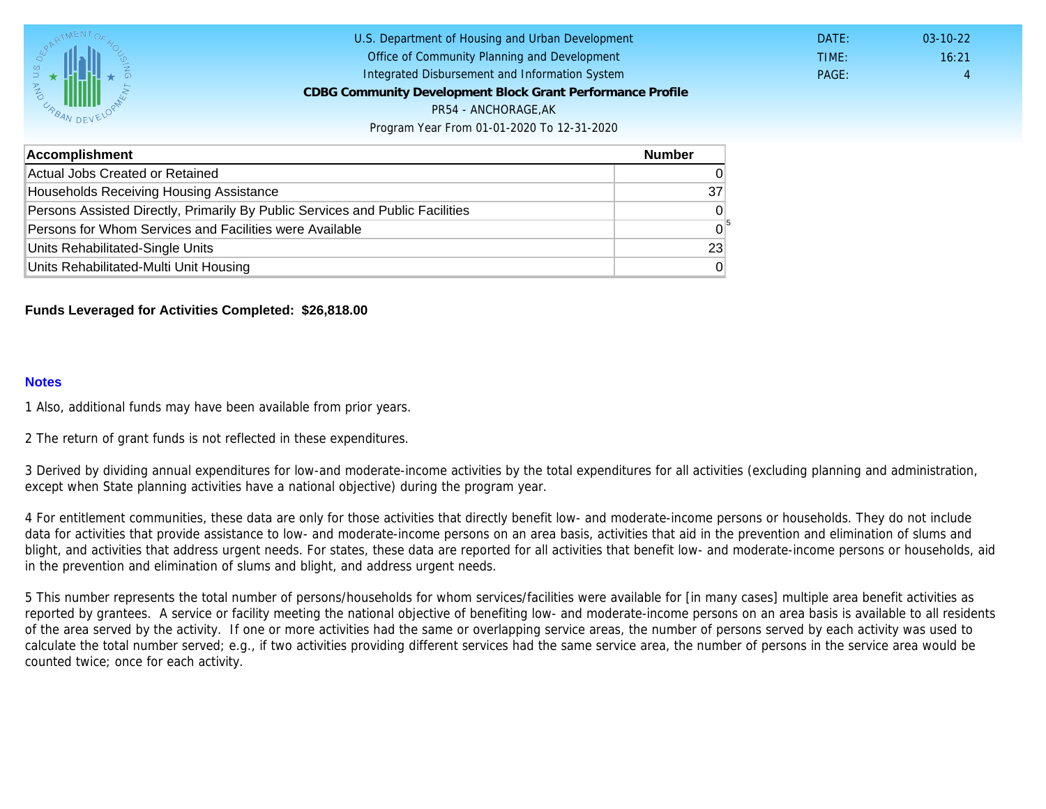| Accomplishment | Number |
|---|---|
| Actual Jobs Created or Retained | 0 |
| Households Receiving Housing Assistance | 37 |
| Persons Assisted Directly, Primarily By Public Services and Public Facilities | 0 |
| Persons for Whom Services and Facilities were Available | 0 [5] |
| Units Rehabilitated-Single Units | 23 |
| Units Rehabilitated-Multi Unit Housing | 0 |

**Funds Leveraged for Activities Completed: $26,818.00**

## Notes

1 Also, additional funds may have been available from prior years.

2 The return of grant funds is not reflected in these expenditures.

3 Derived by dividing annual expenditures for low-and moderate-income activities by the total expenditures for all activities (excluding planning and administration, except when State planning activities have a national objective) during the program year.

4 For entitlement communities, these data are only for those activities that directly benefit low- and moderate-income persons or households. They do not include data for activities that provide assistance to low- and moderate-income persons on an area basis, activities that aid in the prevention and elimination of slums and blight, and activities that address urgent needs. For states, these data are reported for all activities that benefit low- and moderate-income persons or households, aid in the prevention and elimination of slums and blight, and address urgent needs.

5 This number represents the total number of persons/households for whom services/facilities were available for [in many cases] multiple area benefit activities as reported by grantees. A service or facility meeting the national objective of benefiting low- and moderate-income persons on an area basis is available to all residents of the area served by the activity. If one or more activities had the same or overlapping service areas, the number of persons served by each activity was used to calculate the total number served; e.g., if two activities providing different services had the same service area, the number of persons in the service area would be counted twice; once for each activity.